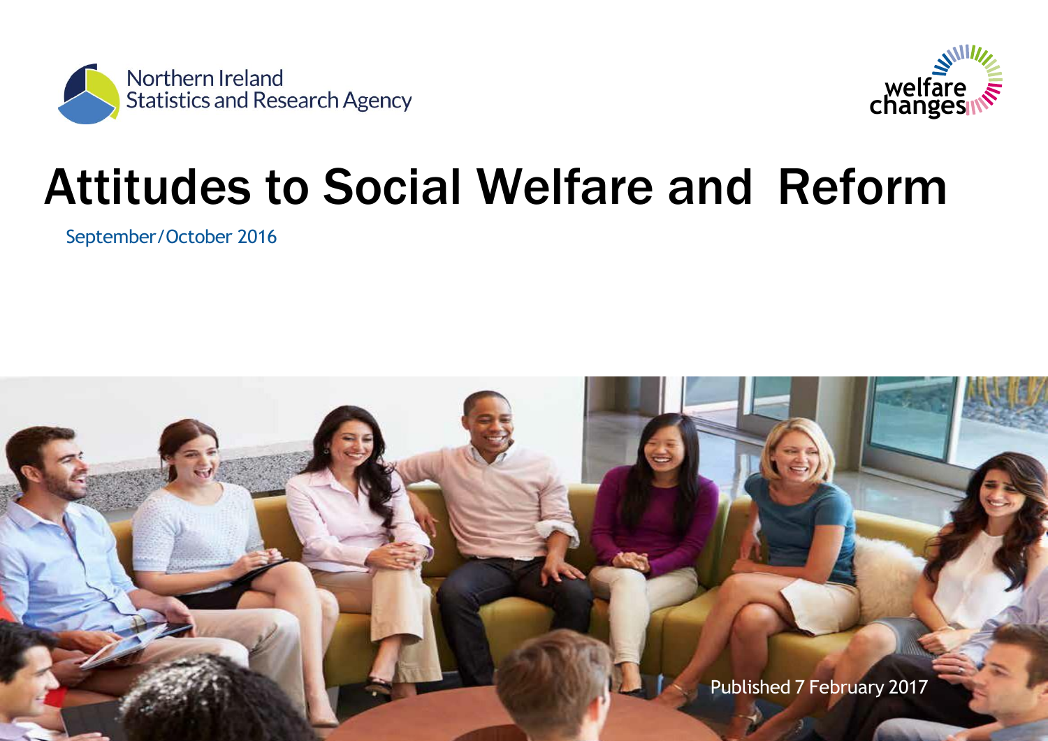Northern Ireland Statistics and Research Agency

welfare changes

# Attitudes to Social Welfare and Reform

September/October 2016

Published 7 February 2017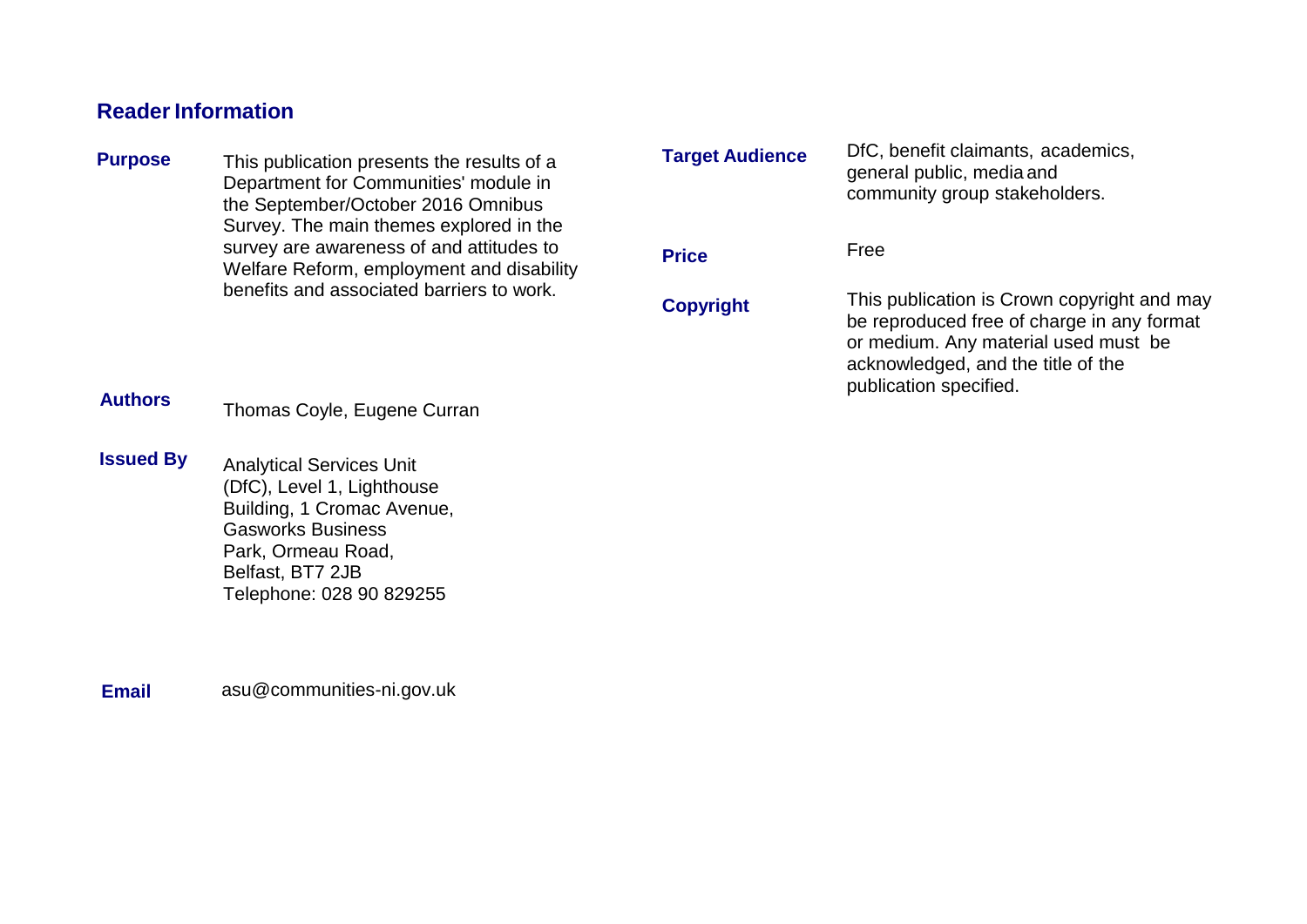## Reader Information

**Purpose**

This publication presents the results of a Department for Communities' module in the September/October 2016 Omnibus Survey. The main themes explored in the survey are awareness of and attitudes to Welfare Reform, employment and disability benefits and associated barriers to work.

**Authors**

Thomas Coyle, Eugene Curran

**Issued By**

Analytical Services Unit (DfC), Level 1, Lighthouse Building, 1 Cromac Avenue, Gasworks Business Park, Ormeau Road, Belfast, BT7 2JB
Telephone: 028 90 829255

**Email**

asu@communities-ni.gov.uk

**Target Audience**

DfC, benefit claimants, academics, general public, media and community group stakeholders.

**Price**

Free

**Copyright**

This publication is Crown copyright and may be reproduced free of charge in any format or medium. Any material used must be acknowledged, and the title of the publication specified.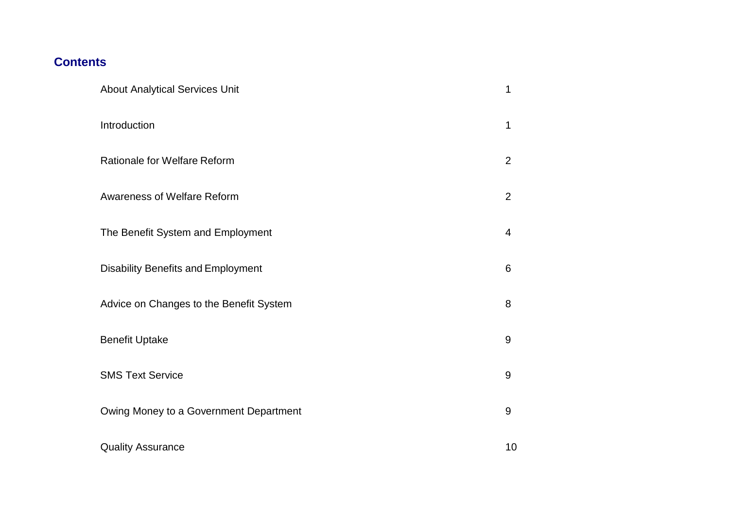## Contents

| | |
|---|---|
| About Analytical Services Unit | 1 |
| Introduction | 1 |
| Rationale for Welfare Reform | 2 |
| Awareness of Welfare Reform | 2 |
| The Benefit System and Employment | 4 |
| Disability Benefits and Employment | 6 |
| Advice on Changes to the Benefit System | 8 |
| Benefit Uptake | 9 |
| SMS Text Service | 9 |
| Owing Money to a Government Department | 9 |
| Quality Assurance | 10 |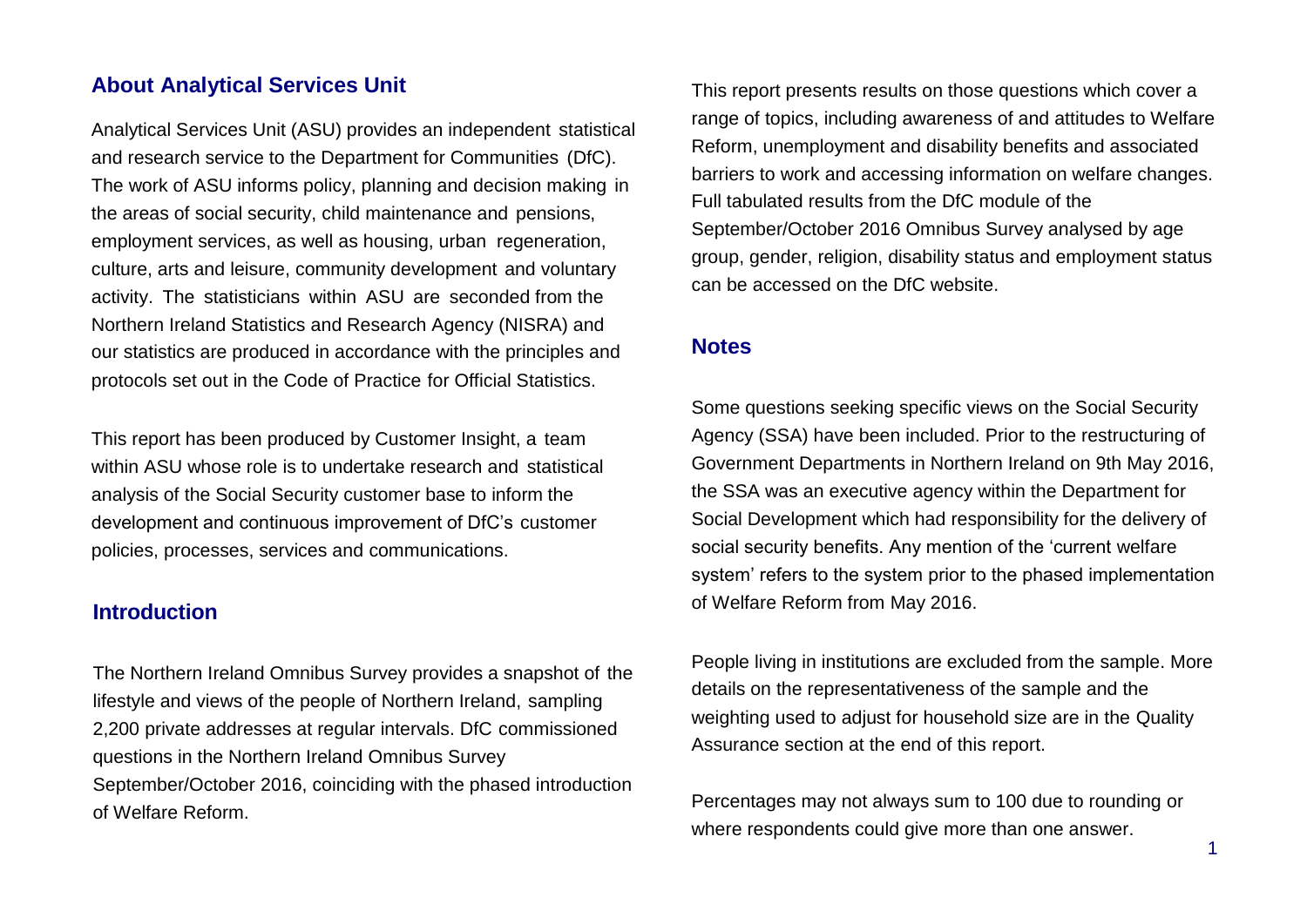## About Analytical Services Unit

Analytical Services Unit (ASU) provides an independent statistical and research service to the Department for Communities (DfC). The work of ASU informs policy, planning and decision making in the areas of social security, child maintenance and pensions, employment services, as well as housing, urban regeneration, culture, arts and leisure, community development and voluntary activity. The statisticians within ASU are seconded from the Northern Ireland Statistics and Research Agency (NISRA) and our statistics are produced in accordance with the principles and protocols set out in the Code of Practice for Official Statistics.

This report has been produced by Customer Insight, a team within ASU whose role is to undertake research and statistical analysis of the Social Security customer base to inform the development and continuous improvement of DfC's customer policies, processes, services and communications.

## Introduction

The Northern Ireland Omnibus Survey provides a snapshot of the lifestyle and views of the people of Northern Ireland, sampling 2,200 private addresses at regular intervals. DfC commissioned questions in the Northern Ireland Omnibus Survey September/October 2016, coinciding with the phased introduction of Welfare Reform.

This report presents results on those questions which cover a range of topics, including awareness of and attitudes to Welfare Reform, unemployment and disability benefits and associated barriers to work and accessing information on welfare changes. Full tabulated results from the DfC module of the September/October 2016 Omnibus Survey analysed by age group, gender, religion, disability status and employment status can be accessed on the DfC website.

## Notes

Some questions seeking specific views on the Social Security Agency (SSA) have been included. Prior to the restructuring of Government Departments in Northern Ireland on 9th May 2016, the SSA was an executive agency within the Department for Social Development which had responsibility for the delivery of social security benefits. Any mention of the 'current welfare system' refers to the system prior to the phased implementation of Welfare Reform from May 2016.

People living in institutions are excluded from the sample. More details on the representativeness of the sample and the weighting used to adjust for household size are in the Quality Assurance section at the end of this report.

Percentages may not always sum to 100 due to rounding or where respondents could give more than one answer.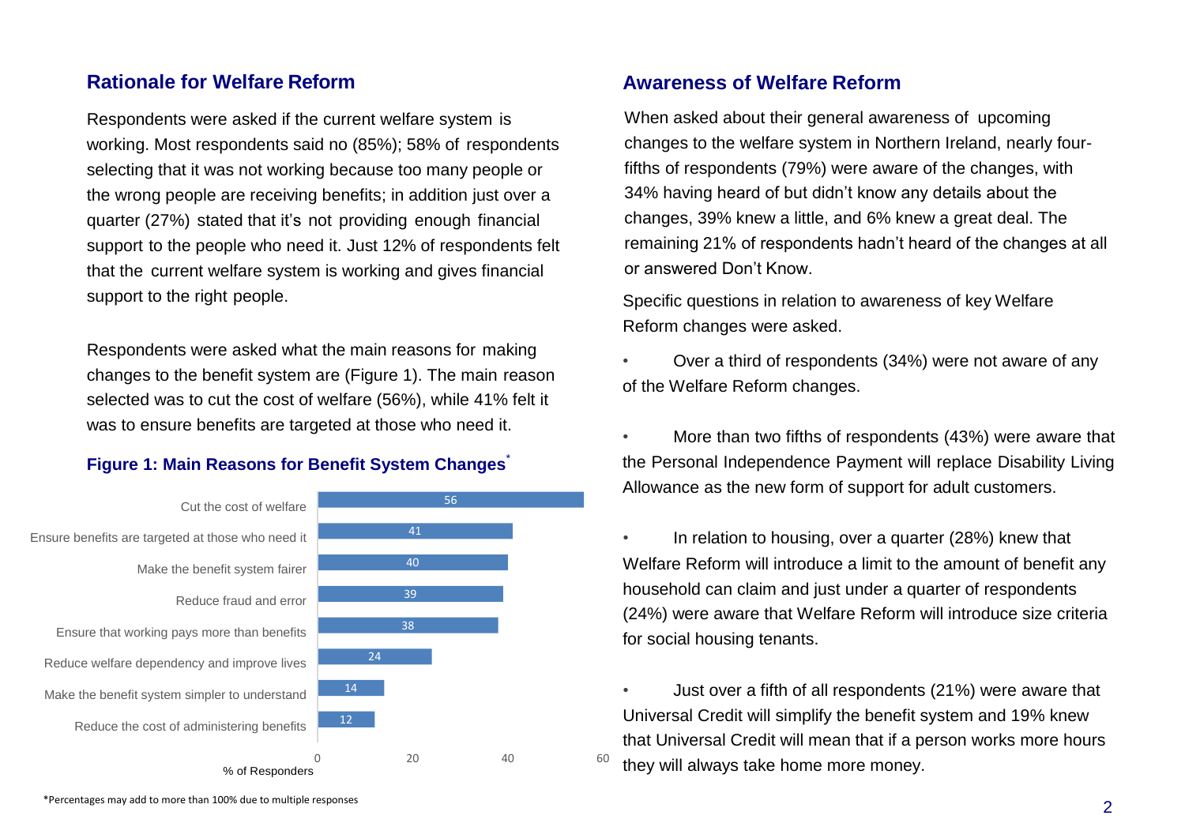## Rationale for Welfare Reform

Respondents were asked if the current welfare system is working. Most respondents said no (85%); 58% of respondents selecting that it was not working because too many people or the wrong people are receiving benefits; in addition just over a quarter (27%) stated that it's not providing enough financial support to the people who need it. Just 12% of respondents felt that the current welfare system is working and gives financial support to the right people.

Respondents were asked what the main reasons for making changes to the benefit system are (Figure 1). The main reason selected was to cut the cost of welfare (56%), while 41% felt it was to ensure benefits are targeted at those who need it.

**Figure 1: Main Reasons for Benefit System Changes***

| Reason | % of Responders |
|---|---|
| Cut the cost of welfare | 56 |
| Ensure benefits are targeted at those who need it | 41 |
| Make the benefit system fairer | 40 |
| Reduce fraud and error | 39 |
| Ensure that working pays more than benefits | 38 |
| Reduce welfare dependency and improve lives | 24 |
| Make the benefit system simpler to understand | 14 |
| Reduce the cost of administering benefits | 12 |

*Percentages may add to more than 100% due to multiple responses

## Awareness of Welfare Reform

When asked about their general awareness of upcoming changes to the welfare system in Northern Ireland, nearly four-fifths of respondents (79%) were aware of the changes, with 34% having heard of but didn't know any details about the changes, 39% knew a little, and 6% knew a great deal. The remaining 21% of respondents hadn't heard of the changes at all or answered Don't Know.

Specific questions in relation to awareness of key Welfare Reform changes were asked.

- Over a third of respondents (34%) were not aware of any of the Welfare Reform changes.
- More than two fifths of respondents (43%) were aware that the Personal Independence Payment will replace Disability Living Allowance as the new form of support for adult customers.
- In relation to housing, over a quarter (28%) knew that Welfare Reform will introduce a limit to the amount of benefit any household can claim and just under a quarter of respondents (24%) were aware that Welfare Reform will introduce size criteria for social housing tenants.
- Just over a fifth of all respondents (21%) were aware that Universal Credit will simplify the benefit system and 19% knew that Universal Credit will mean that if a person works more hours they will always take home more money.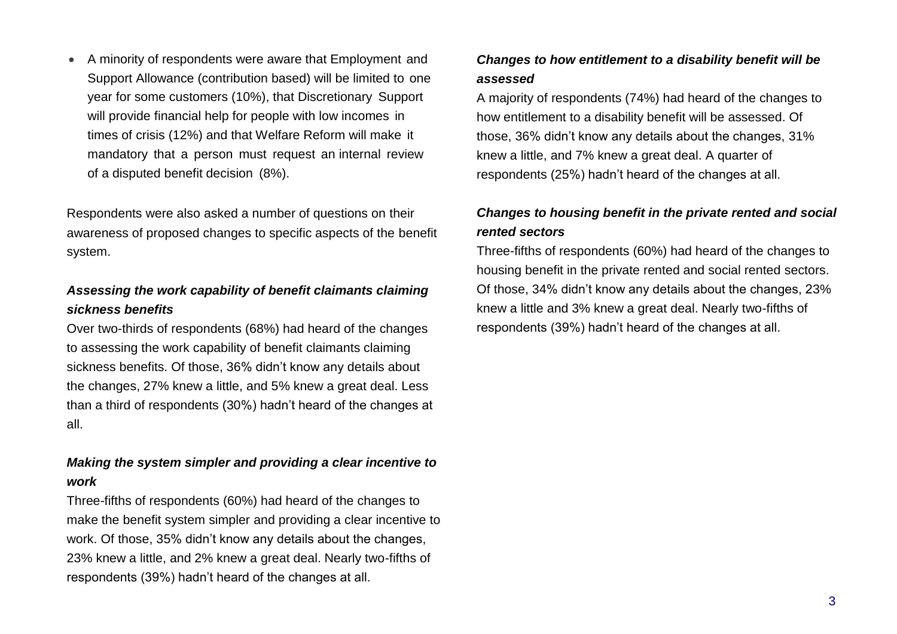- A minority of respondents were aware that Employment and Support Allowance (contribution based) will be limited to one year for some customers (10%), that Discretionary Support will provide financial help for people with low incomes in times of crisis (12%) and that Welfare Reform will make it mandatory that a person must request an internal review of a disputed benefit decision (8%).

Respondents were also asked a number of questions on their awareness of proposed changes to specific aspects of the benefit system.

***Assessing the work capability of benefit claimants claiming sickness benefits***

Over two-thirds of respondents (68%) had heard of the changes to assessing the work capability of benefit claimants claiming sickness benefits. Of those, 36% didn't know any details about the changes, 27% knew a little, and 5% knew a great deal. Less than a third of respondents (30%) hadn't heard of the changes at all.

***Making the system simpler and providing a clear incentive to work***

Three-fifths of respondents (60%) had heard of the changes to make the benefit system simpler and providing a clear incentive to work. Of those, 35% didn't know any details about the changes, 23% knew a little, and 2% knew a great deal. Nearly two-fifths of respondents (39%) hadn't heard of the changes at all.

***Changes to how entitlement to a disability benefit will be assessed***

A majority of respondents (74%) had heard of the changes to how entitlement to a disability benefit will be assessed. Of those, 36% didn't know any details about the changes, 31% knew a little, and 7% knew a great deal. A quarter of respondents (25%) hadn't heard of the changes at all.

***Changes to housing benefit in the private rented and social rented sectors***

Three-fifths of respondents (60%) had heard of the changes to housing benefit in the private rented and social rented sectors. Of those, 34% didn't know any details about the changes, 23% knew a little and 3% knew a great deal. Nearly two-fifths of respondents (39%) hadn't heard of the changes at all.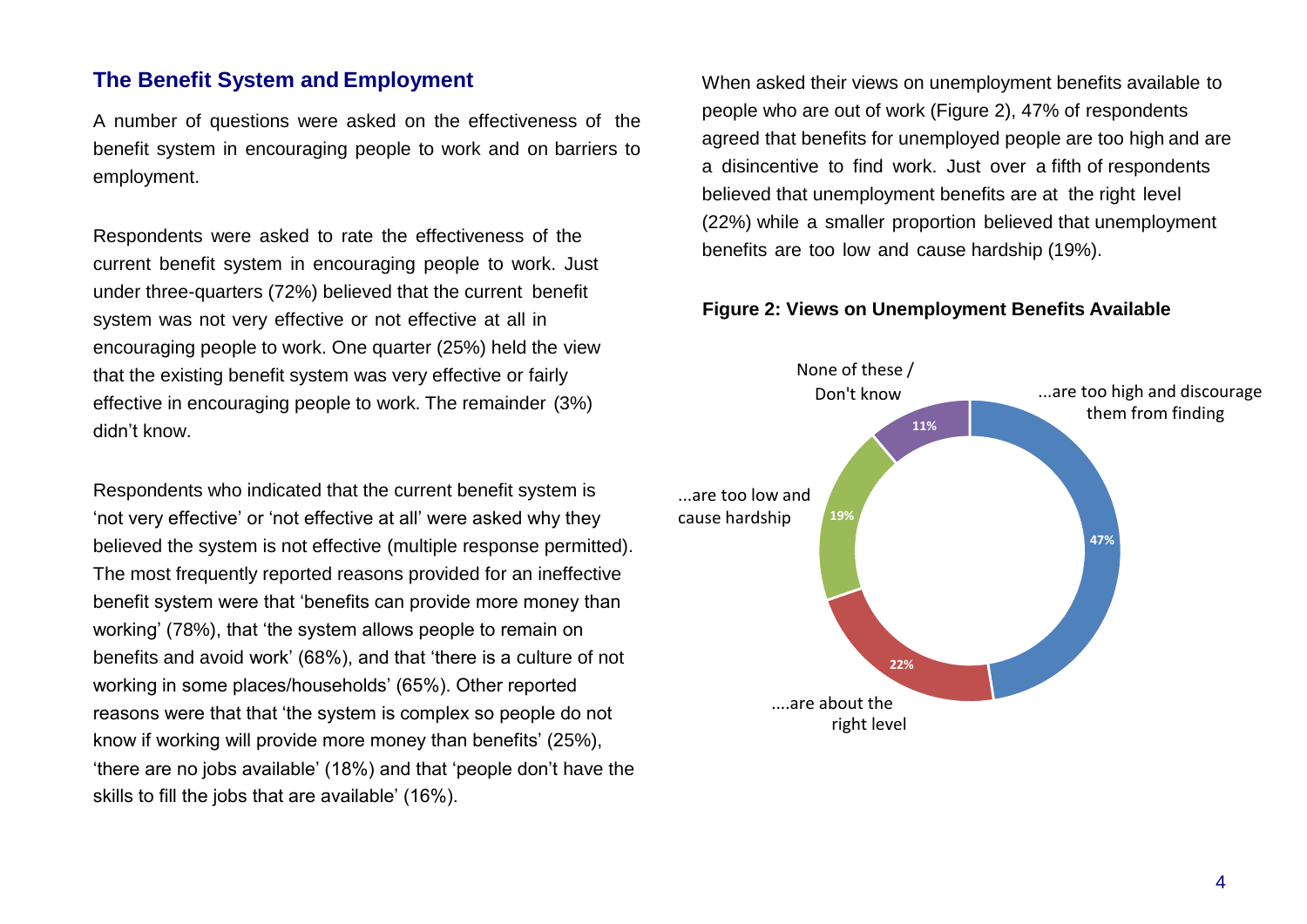## The Benefit System and Employment

A number of questions were asked on the effectiveness of the benefit system in encouraging people to work and on barriers to employment.

Respondents were asked to rate the effectiveness of the current benefit system in encouraging people to work. Just under three-quarters (72%) believed that the current benefit system was not very effective or not effective at all in encouraging people to work. One quarter (25%) held the view that the existing benefit system was very effective or fairly effective in encouraging people to work. The remainder (3%) didn't know.

Respondents who indicated that the current benefit system is 'not very effective' or 'not effective at all' were asked why they believed the system is not effective (multiple response permitted). The most frequently reported reasons provided for an ineffective benefit system were that 'benefits can provide more money than working' (78%), that 'the system allows people to remain on benefits and avoid work' (68%), and that 'there is a culture of not working in some places/households' (65%). Other reported reasons were that that 'the system is complex so people do not know if working will provide more money than benefits' (25%), 'there are no jobs available' (18%) and that 'people don't have the skills to fill the jobs that are available' (16%).

When asked their views on unemployment benefits available to people who are out of work (Figure 2), 47% of respondents agreed that benefits for unemployed people are too high and are a disincentive to find work. Just over a fifth of respondents believed that unemployment benefits are at the right level (22%) while a smaller proportion believed that unemployment benefits are too low and cause hardship (19%).

**Figure 2: Views on Unemployment Benefits Available**

| Response | % |
|---|---|
| ...are too high and discourage them from finding | 47% |
| ....are about the right level | 22% |
| ...are too low and cause hardship | 19% |
| None of these / Don't know | 11% |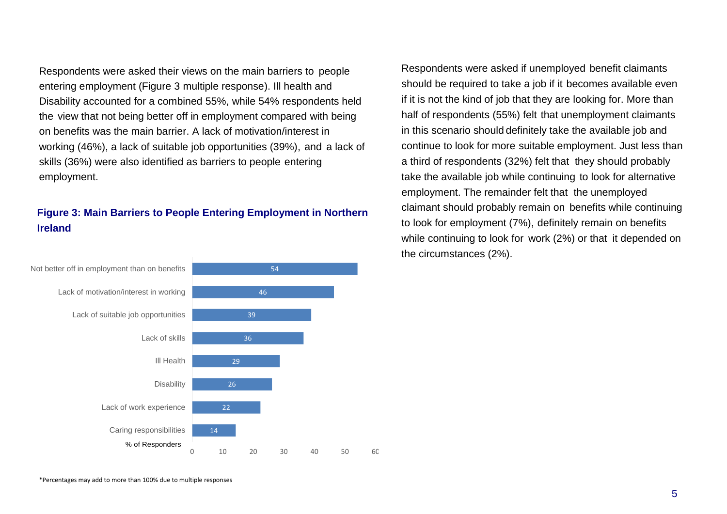Respondents were asked their views on the main barriers to people entering employment (Figure 3 multiple response). Ill health and Disability accounted for a combined 55%, while 54% respondents held the view that not being better off in employment compared with being on benefits was the main barrier. A lack of motivation/interest in working (46%), a lack of suitable job opportunities (39%), and a lack of skills (36%) were also identified as barriers to people entering employment.

**Figure 3: Main Barriers to People Entering Employment in Northern Ireland**

| Barrier | % of Responders |
| --- | --- |
| Not better off in employment than on benefits | 54 |
| Lack of motivation/interest in working | 46 |
| Lack of suitable job opportunities | 39 |
| Lack of skills | 36 |
| Ill Health | 29 |
| Disability | 26 |
| Lack of work experience | 22 |
| Caring responsibilities | 14 |

Respondents were asked if unemployed benefit claimants should be required to take a job if it becomes available even if it is not the kind of job that they are looking for. More than half of respondents (55%) felt that unemployment claimants in this scenario should definitely take the available job and continue to look for more suitable employment. Just less than a third of respondents (32%) felt that they should probably take the available job while continuing to look for alternative employment. The remainder felt that the unemployed claimant should probably remain on benefits while continuing to look for employment (7%), definitely remain on benefits while continuing to look for work (2%) or that it depended on the circumstances (2%).

*Percentages may add to more than 100% due to multiple responses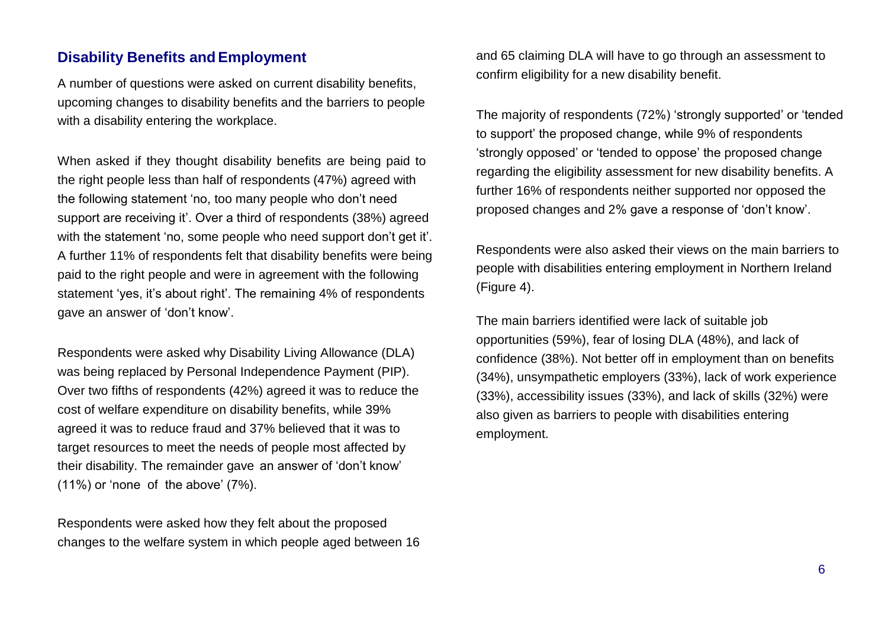## Disability Benefits and Employment

A number of questions were asked on current disability benefits, upcoming changes to disability benefits and the barriers to people with a disability entering the workplace.

When asked if they thought disability benefits are being paid to the right people less than half of respondents (47%) agreed with the following statement 'no, too many people who don't need support are receiving it'. Over a third of respondents (38%) agreed with the statement 'no, some people who need support don't get it'. A further 11% of respondents felt that disability benefits were being paid to the right people and were in agreement with the following statement 'yes, it's about right'. The remaining 4% of respondents gave an answer of 'don't know'.

Respondents were asked why Disability Living Allowance (DLA) was being replaced by Personal Independence Payment (PIP). Over two fifths of respondents (42%) agreed it was to reduce the cost of welfare expenditure on disability benefits, while 39% agreed it was to reduce fraud and 37% believed that it was to target resources to meet the needs of people most affected by their disability. The remainder gave an answer of 'don't know' (11%) or 'none of the above' (7%).

Respondents were asked how they felt about the proposed changes to the welfare system in which people aged between 16 and 65 claiming DLA will have to go through an assessment to confirm eligibility for a new disability benefit.

The majority of respondents (72%) 'strongly supported' or 'tended to support' the proposed change, while 9% of respondents 'strongly opposed' or 'tended to oppose' the proposed change regarding the eligibility assessment for new disability benefits. A further 16% of respondents neither supported nor opposed the proposed changes and 2% gave a response of 'don't know'.

Respondents were also asked their views on the main barriers to people with disabilities entering employment in Northern Ireland (Figure 4).

The main barriers identified were lack of suitable job opportunities (59%), fear of losing DLA (48%), and lack of confidence (38%). Not better off in employment than on benefits (34%), unsympathetic employers (33%), lack of work experience (33%), accessibility issues (33%), and lack of skills (32%) were also given as barriers to people with disabilities entering employment.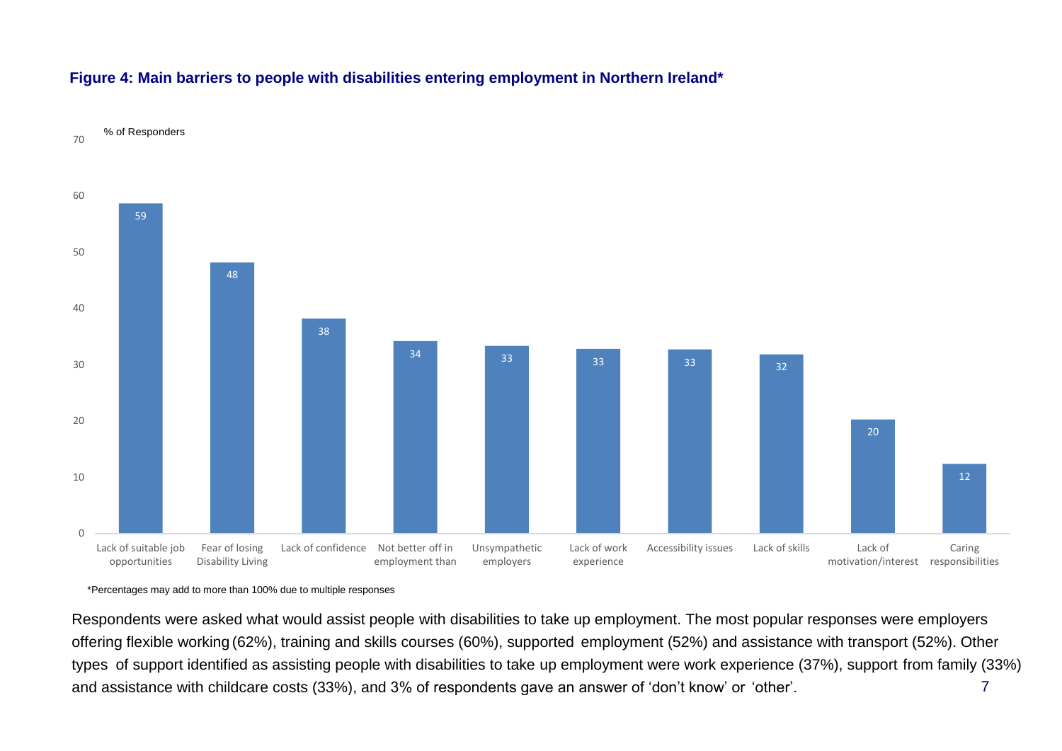**Figure 4: Main barriers to people with disabilities entering employment in Northern Ireland***

| Barrier | % of Responders |
|---|---|
| Lack of suitable job opportunities | 59 |
| Fear of losing Disability Living | 48 |
| Lack of confidence | 38 |
| Not better off in employment than | 34 |
| Unsympathetic employers | 33 |
| Lack of work experience | 33 |
| Accessibility issues | 33 |
| Lack of skills | 32 |
| Lack of motivation/interest | 20 |
| Caring responsibilities | 12 |

*Percentages may add to more than 100% due to multiple responses

Respondents were asked what would assist people with disabilities to take up employment. The most popular responses were employers offering flexible working (62%), training and skills courses (60%), supported employment (52%) and assistance with transport (52%). Other types of support identified as assisting people with disabilities to take up employment were work experience (37%), support from family (33%) and assistance with childcare costs (33%), and 3% of respondents gave an answer of 'don't know' or 'other'.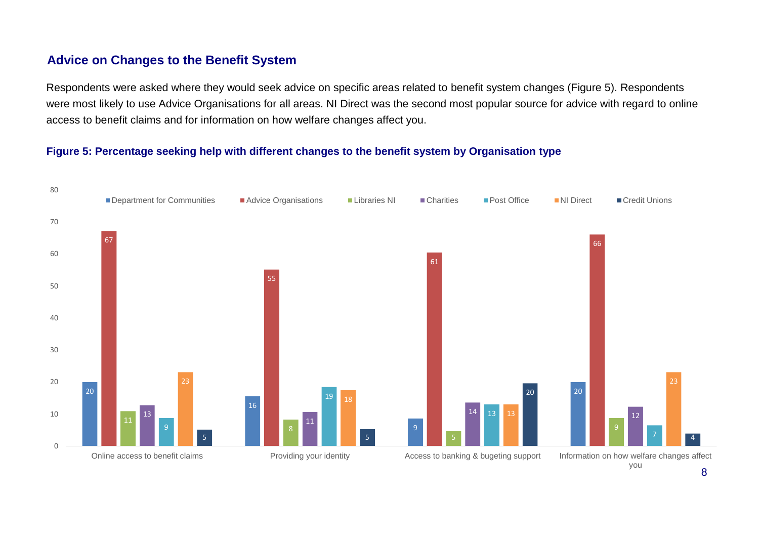## Advice on Changes to the Benefit System

Respondents were asked where they would seek advice on specific areas related to benefit system changes (Figure 5). Respondents were most likely to use Advice Organisations for all areas. NI Direct was the second most popular source for advice with regard to online access to benefit claims and for information on how welfare changes affect you.

**Figure 5: Percentage seeking help with different changes to the benefit system by Organisation type**

| | Department for Communities | Advice Organisations | Libraries NI | Charities | Post Office | NI Direct | Credit Unions |
|---|---|---|---|---|---|---|---|
| Online access to benefit claims | 20 | 67 | 11 | 13 | 9 | 23 | 5 |
| Providing your identity | 16 | 55 | 8 | 11 | 19 | 18 | 5 |
| Access to banking & bugeting support | 9 | 61 | 5 | 14 | 13 | 13 | 20 |
| Information on how welfare changes affect you | 20 | 66 | 9 | 12 | 7 | 23 | 4 |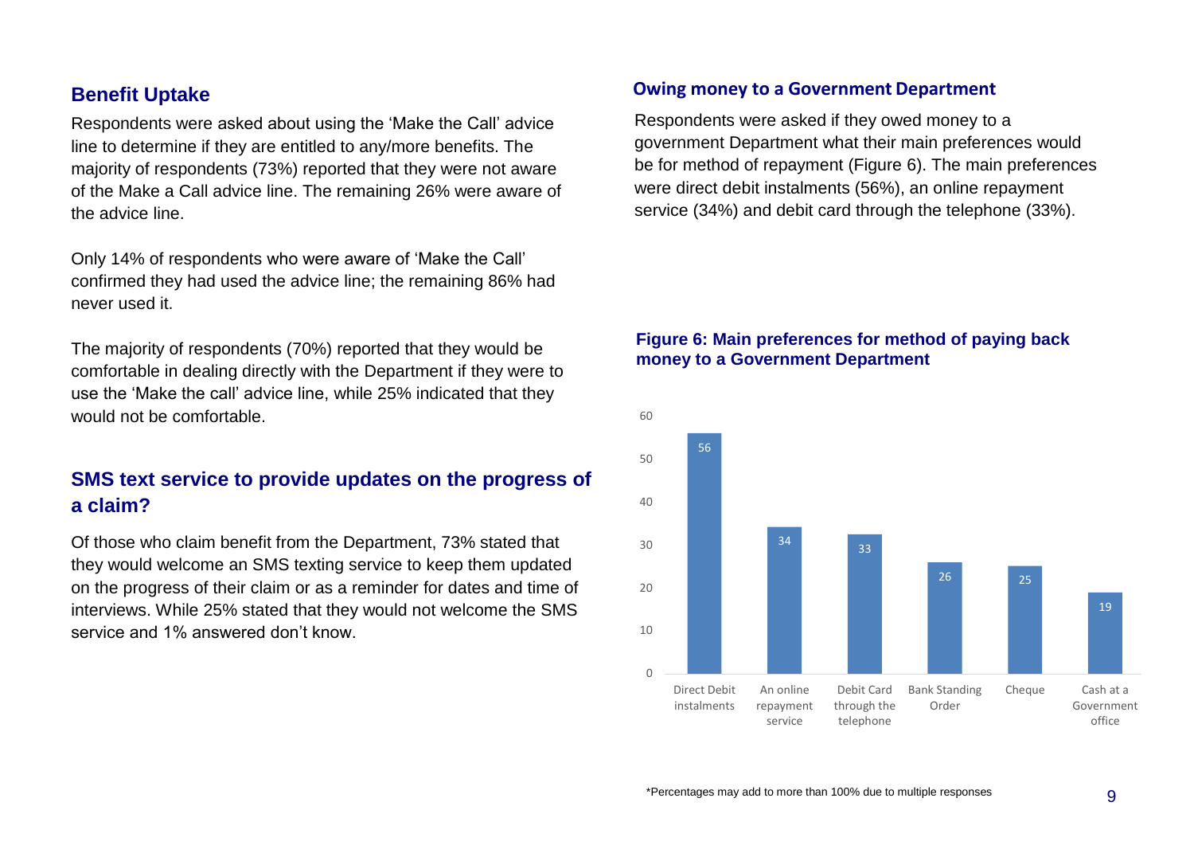## Benefit Uptake

Respondents were asked about using the 'Make the Call' advice line to determine if they are entitled to any/more benefits. The majority of respondents (73%) reported that they were not aware of the Make a Call advice line. The remaining 26% were aware of the advice line.

Only 14% of respondents who were aware of 'Make the Call' confirmed they had used the advice line; the remaining 86% had never used it.

The majority of respondents (70%) reported that they would be comfortable in dealing directly with the Department if they were to use the 'Make the call' advice line, while 25% indicated that they would not be comfortable.

## SMS text service to provide updates on the progress of a claim?

Of those who claim benefit from the Department, 73% stated that they would welcome an SMS texting service to keep them updated on the progress of their claim or as a reminder for dates and time of interviews. While 25% stated that they would not welcome the SMS service and 1% answered don't know.

## Owing money to a Government Department

Respondents were asked if they owed money to a government Department what their main preferences would be for method of repayment (Figure 6). The main preferences were direct debit instalments (56%), an online repayment service (34%) and debit card through the telephone (33%).

**Figure 6: Main preferences for method of paying back money to a Government Department**

| Method | % |
|---|---|
| Direct Debit instalments | 56 |
| An online repayment service | 34 |
| Debit Card through the telephone | 33 |
| Bank Standing Order | 26 |
| Cheque | 25 |
| Cash at a Government office | 19 |

*Percentages may add to more than 100% due to multiple responses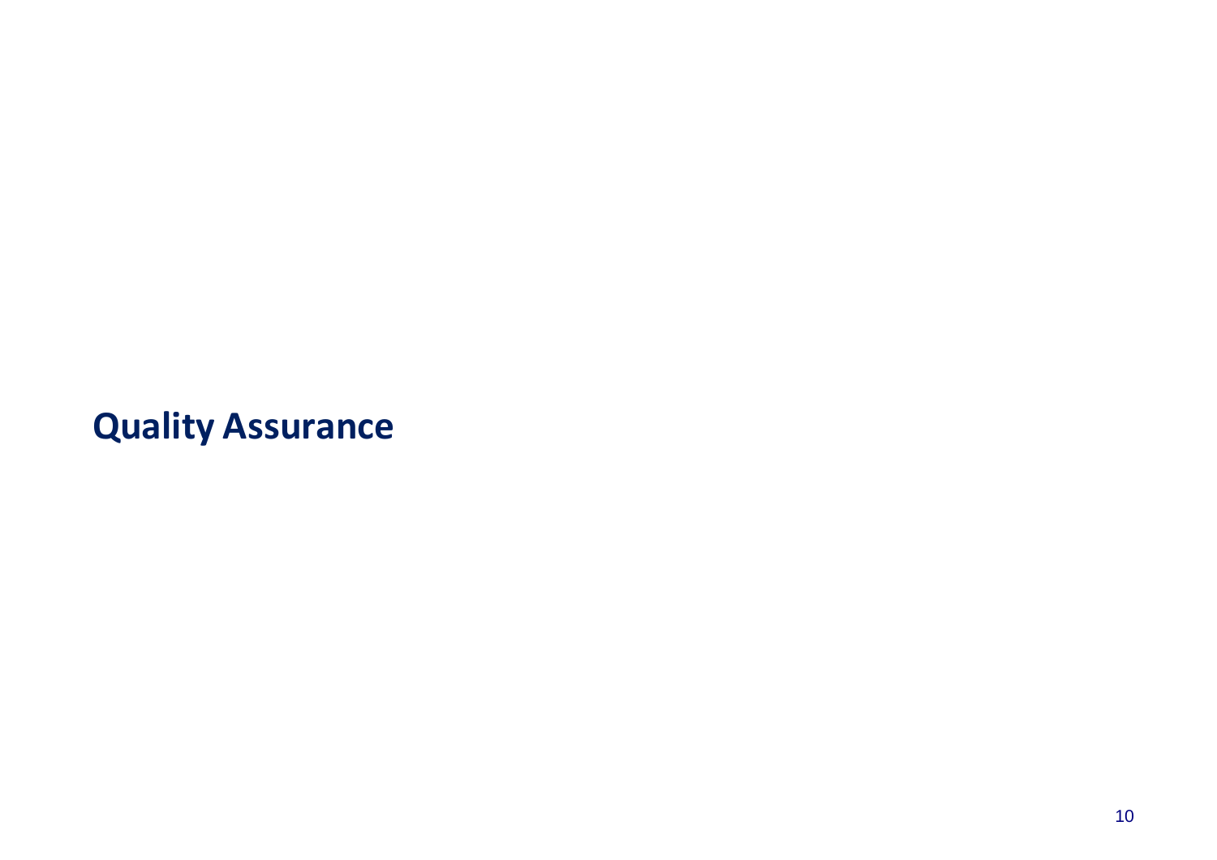# Quality Assurance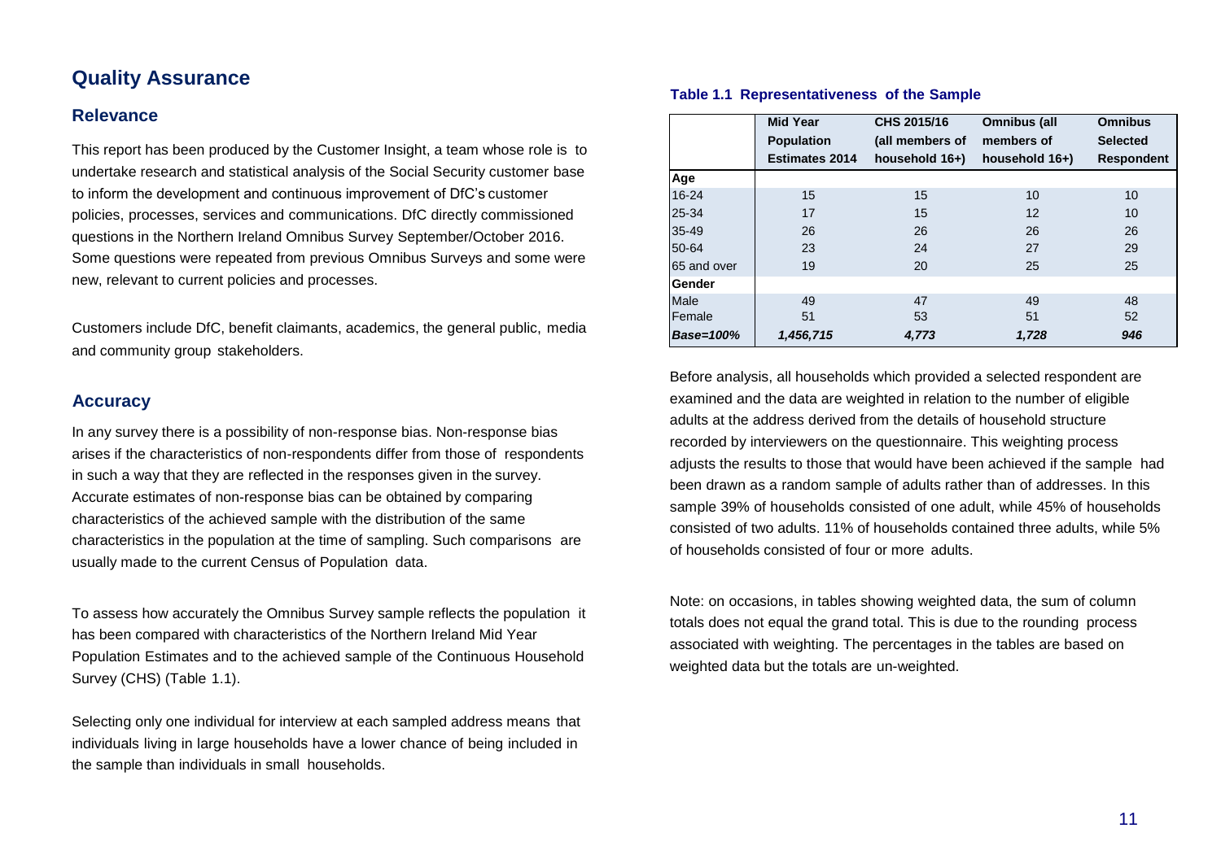# Quality Assurance

## Relevance

This report has been produced by the Customer Insight, a team whose role is to undertake research and statistical analysis of the Social Security customer base to inform the development and continuous improvement of DfC's customer policies, processes, services and communications. DfC directly commissioned questions in the Northern Ireland Omnibus Survey September/October 2016. Some questions were repeated from previous Omnibus Surveys and some were new, relevant to current policies and processes.

Customers include DfC, benefit claimants, academics, the general public, media and community group stakeholders.

## Accuracy

In any survey there is a possibility of non-response bias. Non-response bias arises if the characteristics of non-respondents differ from those of respondents in such a way that they are reflected in the responses given in the survey. Accurate estimates of non-response bias can be obtained by comparing characteristics of the achieved sample with the distribution of the same characteristics in the population at the time of sampling. Such comparisons are usually made to the current Census of Population data.

To assess how accurately the Omnibus Survey sample reflects the population it has been compared with characteristics of the Northern Ireland Mid Year Population Estimates and to the achieved sample of the Continuous Household Survey (CHS) (Table 1.1).

Selecting only one individual for interview at each sampled address means that individuals living in large households have a lower chance of being included in the sample than individuals in small households.

**Table 1.1 Representativeness of the Sample**

| | Mid Year Population Estimates 2014 | CHS 2015/16 (all members of household 16+) | Omnibus (all members of household 16+) | Omnibus Selected Respondent |
|---|---|---|---|---|
| **Age** | | | | |
| 16-24 | 15 | 15 | 10 | 10 |
| 25-34 | 17 | 15 | 12 | 10 |
| 35-49 | 26 | 26 | 26 | 26 |
| 50-64 | 23 | 24 | 27 | 29 |
| 65 and over | 19 | 20 | 25 | 25 |
| **Gender** | | | | |
| Male | 49 | 47 | 49 | 48 |
| Female | 51 | 53 | 51 | 52 |
| ***Base=100%*** | ***1,456,715*** | ***4,773*** | ***1,728*** | ***946*** |

Before analysis, all households which provided a selected respondent are examined and the data are weighted in relation to the number of eligible adults at the address derived from the details of household structure recorded by interviewers on the questionnaire. This weighting process adjusts the results to those that would have been achieved if the sample had been drawn as a random sample of adults rather than of addresses. In this sample 39% of households consisted of one adult, while 45% of households consisted of two adults. 11% of households contained three adults, while 5% of households consisted of four or more adults.

Note: on occasions, in tables showing weighted data, the sum of column totals does not equal the grand total. This is due to the rounding process associated with weighting. The percentages in the tables are based on weighted data but the totals are un-weighted.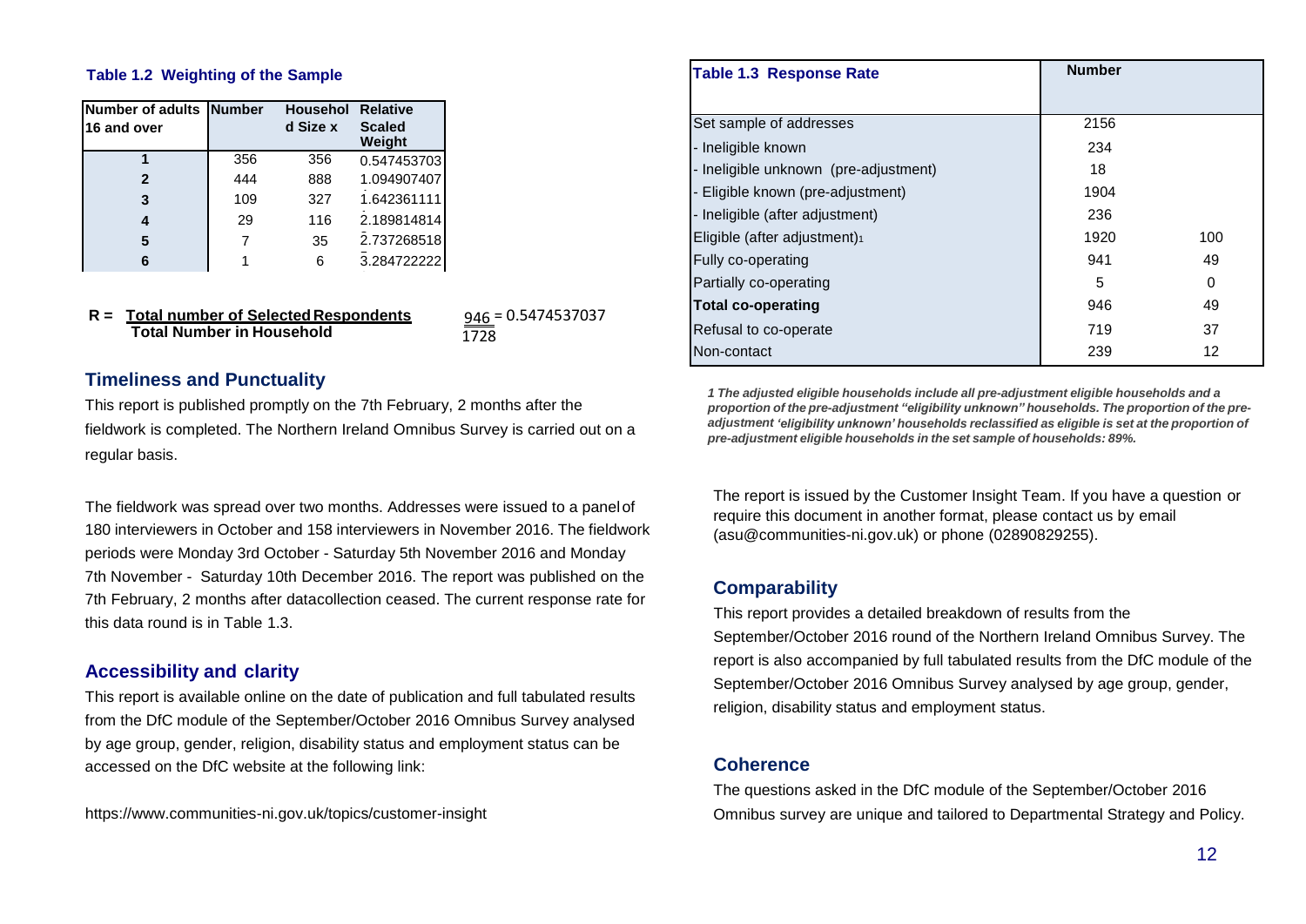**Table 1.2 Weighting of the Sample**

| Number of adults 16 and over | Number | Household Size x | Relative Scaled Weight |
|---|---|---|---|
| 1 | 356 | 356 | 0.547453703 |
| 2 | 444 | 888 | 1.094907407 |
| 3 | 109 | 327 | 1.642361111 |
| 4 | 29 | 116 | 2.189814814 |
| 5 | 7 | 35 | 2.737268518 |
| 6 | 1 | 6 | 3.284722222 |

$$R = \frac{\text{Total number of Selected Respondents}}{\text{Total Number in Household}} \qquad \frac{946}{1728} = 0.5474537037$$

## Timeliness and Punctuality

This report is published promptly on the 7th February, 2 months after the fieldwork is completed. The Northern Ireland Omnibus Survey is carried out on a regular basis.

The fieldwork was spread over two months. Addresses were issued to a panel of 180 interviewers in October and 158 interviewers in November 2016. The fieldwork periods were Monday 3rd October - Saturday 5th November 2016 and Monday 7th November - Saturday 10th December 2016. The report was published on the 7th February, 2 months after datacollection ceased. The current response rate for this data round is in Table 1.3.

## Accessibility and clarity

This report is available online on the date of publication and full tabulated results from the DfC module of the September/October 2016 Omnibus Survey analysed by age group, gender, religion, disability status and employment status can be accessed on the DfC website at the following link:

https://www.communities-ni.gov.uk/topics/customer-insight

| Table 1.3 Response Rate | Number | |
|---|---|---|
| Set sample of addresses | 2156 | |
| - Ineligible known | 234 | |
| - Ineligible unknown (pre-adjustment) | 18 | |
| - Eligible known (pre-adjustment) | 1904 | |
| - Ineligible (after adjustment) | 236 | |
| Eligible (after adjustment)[1] | 1920 | 100 |
| Fully co-operating | 941 | 49 |
| Partially co-operating | 5 | 0 |
| **Total co-operating** | 946 | 49 |
| Refusal to co-operate | 719 | 37 |
| Non-contact | 239 | 12 |

***1 The adjusted eligible households include all pre-adjustment eligible households and a proportion of the pre-adjustment "eligibility unknown" households. The proportion of the pre-adjustment 'eligibility unknown' households reclassified as eligible is set at the proportion of pre-adjustment eligible households in the set sample of households: 89%.***

The report is issued by the Customer Insight Team. If you have a question or require this document in another format, please contact us by email (asu@communities-ni.gov.uk) or phone (02890829255).

## Comparability

This report provides a detailed breakdown of results from the September/October 2016 round of the Northern Ireland Omnibus Survey. The report is also accompanied by full tabulated results from the DfC module of the September/October 2016 Omnibus Survey analysed by age group, gender, religion, disability status and employment status.

## Coherence

The questions asked in the DfC module of the September/October 2016 Omnibus survey are unique and tailored to Departmental Strategy and Policy.